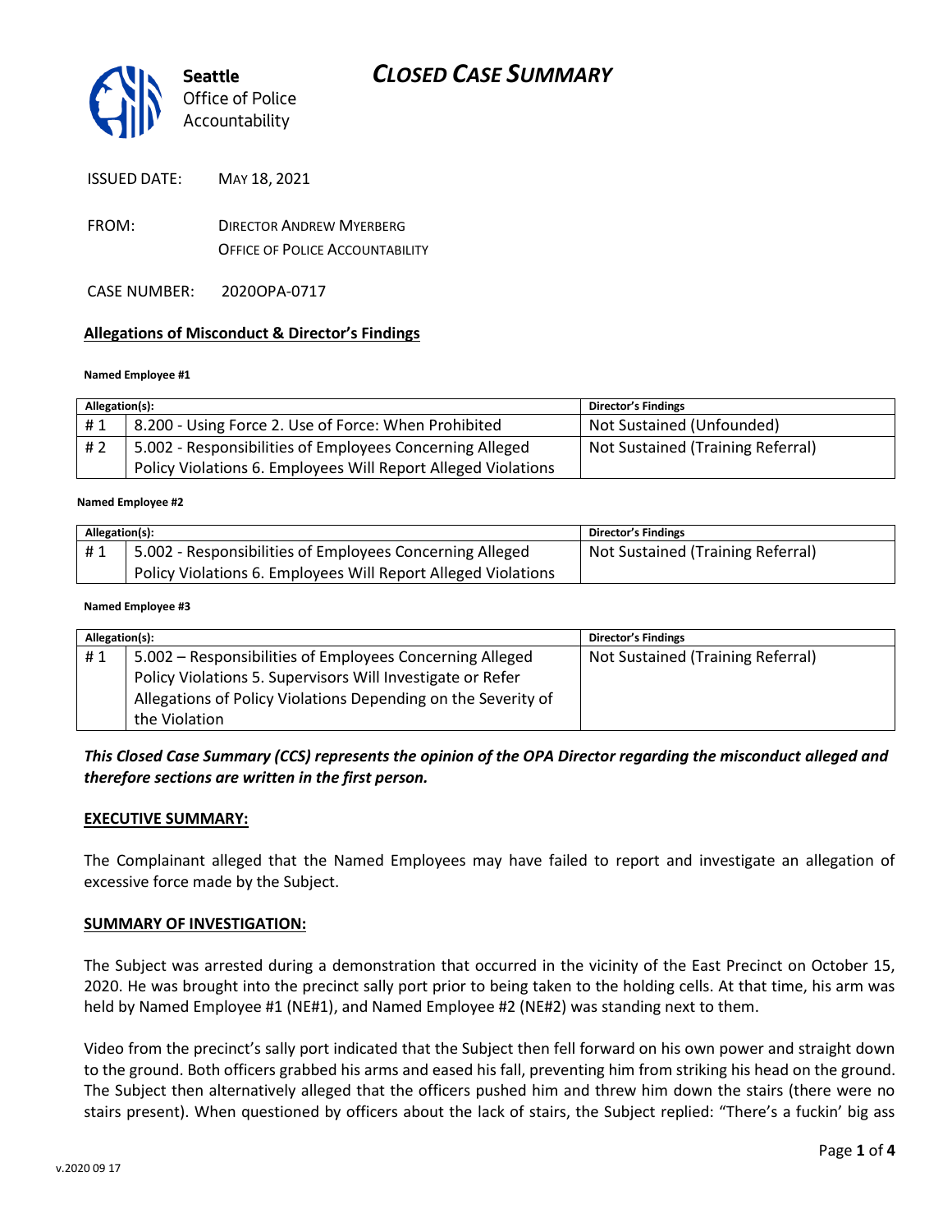# CLOSED CASE SUMMARY

**Seattle**
Office of Police Accountability

ISSUED DATE: MAY 18, 2021

FROM: DIRECTOR ANDREW MYERBERG
OFFICE OF POLICE ACCOUNTABILITY

CASE NUMBER: 2020OPA-0717

## Allegations of Misconduct & Director's Findings

**Named Employee #1**

| Allegation(s): | | Director's Findings |
|---|---|---|
| # 1 | 8.200 - Using Force 2. Use of Force: When Prohibited | Not Sustained (Unfounded) |
| # 2 | 5.002 - Responsibilities of Employees Concerning Alleged Policy Violations 6. Employees Will Report Alleged Violations | Not Sustained (Training Referral) |

**Named Employee #2**

| Allegation(s): | | Director's Findings |
|---|---|---|
| # 1 | 5.002 - Responsibilities of Employees Concerning Alleged Policy Violations 6. Employees Will Report Alleged Violations | Not Sustained (Training Referral) |

**Named Employee #3**

| Allegation(s): | | Director's Findings |
|---|---|---|
| # 1 | 5.002 – Responsibilities of Employees Concerning Alleged Policy Violations 5. Supervisors Will Investigate or Refer Allegations of Policy Violations Depending on the Severity of the Violation | Not Sustained (Training Referral) |

***This Closed Case Summary (CCS) represents the opinion of the OPA Director regarding the misconduct alleged and therefore sections are written in the first person.***

## EXECUTIVE SUMMARY:

The Complainant alleged that the Named Employees may have failed to report and investigate an allegation of excessive force made by the Subject.

## SUMMARY OF INVESTIGATION:

The Subject was arrested during a demonstration that occurred in the vicinity of the East Precinct on October 15, 2020. He was brought into the precinct sally port prior to being taken to the holding cells. At that time, his arm was held by Named Employee #1 (NE#1), and Named Employee #2 (NE#2) was standing next to them.

Video from the precinct's sally port indicated that the Subject then fell forward on his own power and straight down to the ground. Both officers grabbed his arms and eased his fall, preventing him from striking his head on the ground. The Subject then alternatively alleged that the officers pushed him and threw him down the stairs (there were no stairs present). When questioned by officers about the lack of stairs, the Subject replied: "There's a fuckin' big ass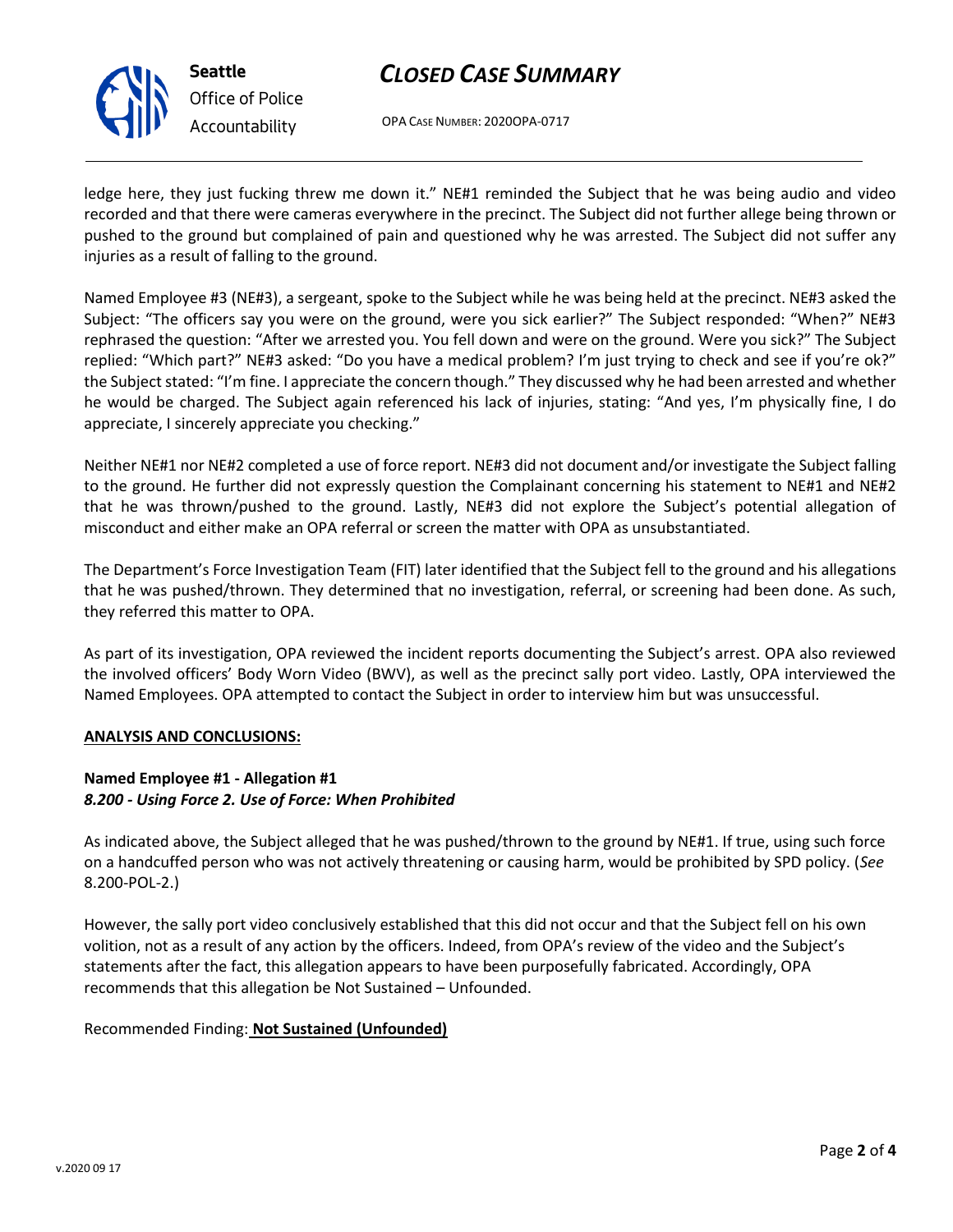ledge here, they just fucking threw me down it." NE#1 reminded the Subject that he was being audio and video recorded and that there were cameras everywhere in the precinct. The Subject did not further allege being thrown or pushed to the ground but complained of pain and questioned why he was arrested. The Subject did not suffer any injuries as a result of falling to the ground.

Named Employee #3 (NE#3), a sergeant, spoke to the Subject while he was being held at the precinct. NE#3 asked the Subject: "The officers say you were on the ground, were you sick earlier?" The Subject responded: "When?" NE#3 rephrased the question: "After we arrested you. You fell down and were on the ground. Were you sick?" The Subject replied: "Which part?" NE#3 asked: "Do you have a medical problem? I'm just trying to check and see if you're ok?" the Subject stated: "I'm fine. I appreciate the concern though." They discussed why he had been arrested and whether he would be charged. The Subject again referenced his lack of injuries, stating: "And yes, I'm physically fine, I do appreciate, I sincerely appreciate you checking."

Neither NE#1 nor NE#2 completed a use of force report. NE#3 did not document and/or investigate the Subject falling to the ground. He further did not expressly question the Complainant concerning his statement to NE#1 and NE#2 that he was thrown/pushed to the ground. Lastly, NE#3 did not explore the Subject's potential allegation of misconduct and either make an OPA referral or screen the matter with OPA as unsubstantiated.

The Department's Force Investigation Team (FIT) later identified that the Subject fell to the ground and his allegations that he was pushed/thrown. They determined that no investigation, referral, or screening had been done. As such, they referred this matter to OPA.

As part of its investigation, OPA reviewed the incident reports documenting the Subject's arrest. OPA also reviewed the involved officers' Body Worn Video (BWV), as well as the precinct sally port video. Lastly, OPA interviewed the Named Employees. OPA attempted to contact the Subject in order to interview him but was unsuccessful.

**ANALYSIS AND CONCLUSIONS:**

**Named Employee #1 - Allegation #1**
***8.200 - Using Force 2. Use of Force: When Prohibited***

As indicated above, the Subject alleged that he was pushed/thrown to the ground by NE#1. If true, using such force on a handcuffed person who was not actively threatening or causing harm, would be prohibited by SPD policy. (*See* 8.200-POL-2.)

However, the sally port video conclusively established that this did not occur and that the Subject fell on his own volition, not as a result of any action by the officers. Indeed, from OPA's review of the video and the Subject's statements after the fact, this allegation appears to have been purposefully fabricated. Accordingly, OPA recommends that this allegation be Not Sustained – Unfounded.

Recommended Finding: **Not Sustained (Unfounded)**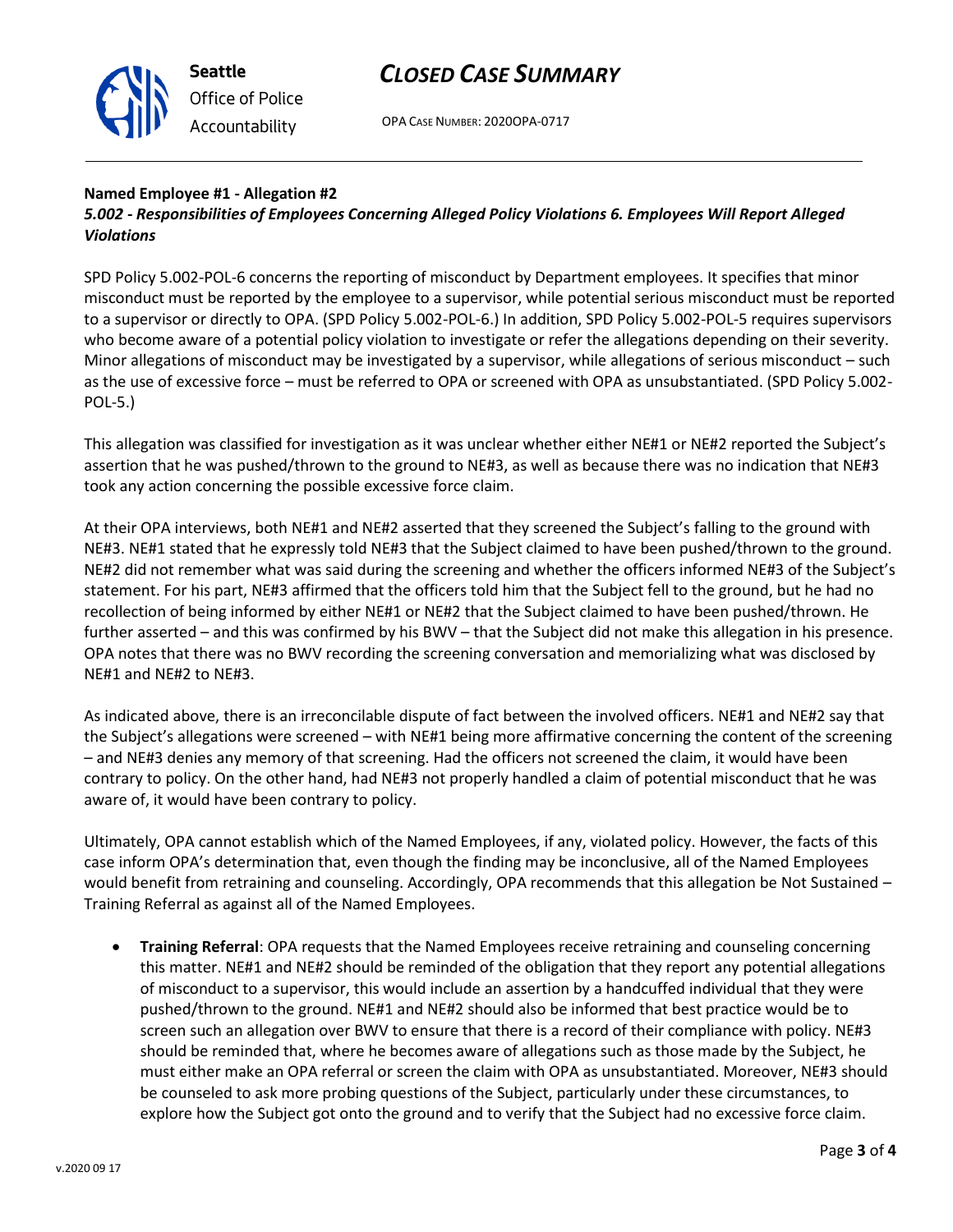**Named Employee #1 - Allegation #2**
***5.002 - Responsibilities of Employees Concerning Alleged Policy Violations 6. Employees Will Report Alleged Violations***

SPD Policy 5.002-POL-6 concerns the reporting of misconduct by Department employees. It specifies that minor misconduct must be reported by the employee to a supervisor, while potential serious misconduct must be reported to a supervisor or directly to OPA. (SPD Policy 5.002-POL-6.) In addition, SPD Policy 5.002-POL-5 requires supervisors who become aware of a potential policy violation to investigate or refer the allegations depending on their severity. Minor allegations of misconduct may be investigated by a supervisor, while allegations of serious misconduct – such as the use of excessive force – must be referred to OPA or screened with OPA as unsubstantiated. (SPD Policy 5.002-POL-5.)

This allegation was classified for investigation as it was unclear whether either NE#1 or NE#2 reported the Subject's assertion that he was pushed/thrown to the ground to NE#3, as well as because there was no indication that NE#3 took any action concerning the possible excessive force claim.

At their OPA interviews, both NE#1 and NE#2 asserted that they screened the Subject's falling to the ground with NE#3. NE#1 stated that he expressly told NE#3 that the Subject claimed to have been pushed/thrown to the ground. NE#2 did not remember what was said during the screening and whether the officers informed NE#3 of the Subject's statement. For his part, NE#3 affirmed that the officers told him that the Subject fell to the ground, but he had no recollection of being informed by either NE#1 or NE#2 that the Subject claimed to have been pushed/thrown. He further asserted – and this was confirmed by his BWV – that the Subject did not make this allegation in his presence. OPA notes that there was no BWV recording the screening conversation and memorializing what was disclosed by NE#1 and NE#2 to NE#3.

As indicated above, there is an irreconcilable dispute of fact between the involved officers. NE#1 and NE#2 say that the Subject's allegations were screened – with NE#1 being more affirmative concerning the content of the screening – and NE#3 denies any memory of that screening. Had the officers not screened the claim, it would have been contrary to policy. On the other hand, had NE#3 not properly handled a claim of potential misconduct that he was aware of, it would have been contrary to policy.

Ultimately, OPA cannot establish which of the Named Employees, if any, violated policy. However, the facts of this case inform OPA's determination that, even though the finding may be inconclusive, all of the Named Employees would benefit from retraining and counseling. Accordingly, OPA recommends that this allegation be Not Sustained – Training Referral as against all of the Named Employees.

- **Training Referral**: OPA requests that the Named Employees receive retraining and counseling concerning this matter. NE#1 and NE#2 should be reminded of the obligation that they report any potential allegations of misconduct to a supervisor, this would include an assertion by a handcuffed individual that they were pushed/thrown to the ground. NE#1 and NE#2 should also be informed that best practice would be to screen such an allegation over BWV to ensure that there is a record of their compliance with policy. NE#3 should be reminded that, where he becomes aware of allegations such as those made by the Subject, he must either make an OPA referral or screen the claim with OPA as unsubstantiated. Moreover, NE#3 should be counseled to ask more probing questions of the Subject, particularly under these circumstances, to explore how the Subject got onto the ground and to verify that the Subject had no excessive force claim.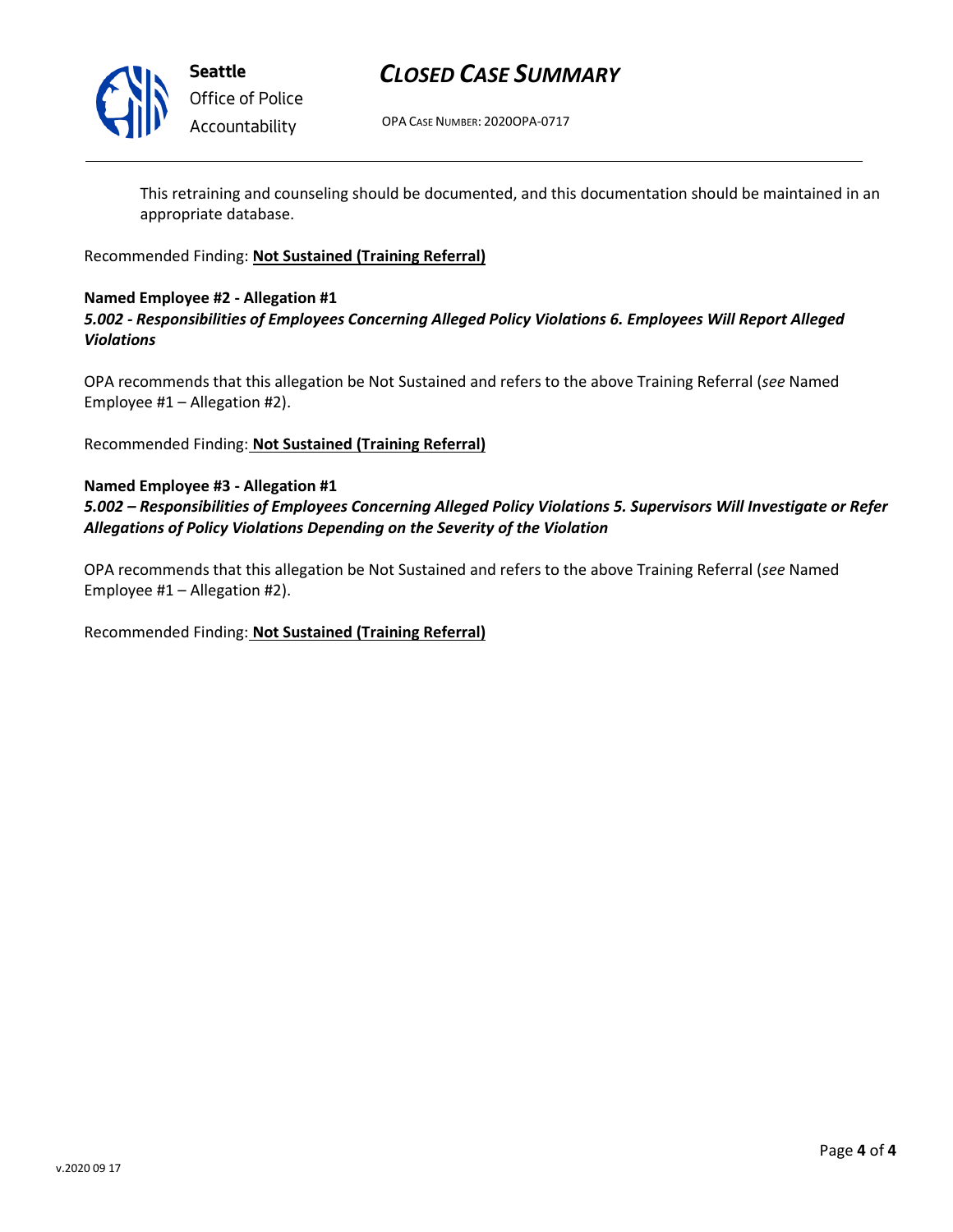This retraining and counseling should be documented, and this documentation should be maintained in an appropriate database.

Recommended Finding: **Not Sustained (Training Referral)**

**Named Employee #2 - Allegation #1**
***5.002 - Responsibilities of Employees Concerning Alleged Policy Violations 6. Employees Will Report Alleged Violations***

OPA recommends that this allegation be Not Sustained and refers to the above Training Referral (*see* Named Employee #1 – Allegation #2).

Recommended Finding: **Not Sustained (Training Referral)**

**Named Employee #3 - Allegation #1**
***5.002 – Responsibilities of Employees Concerning Alleged Policy Violations 5. Supervisors Will Investigate or Refer Allegations of Policy Violations Depending on the Severity of the Violation***

OPA recommends that this allegation be Not Sustained and refers to the above Training Referral (*see* Named Employee #1 – Allegation #2).

Recommended Finding: **Not Sustained (Training Referral)**